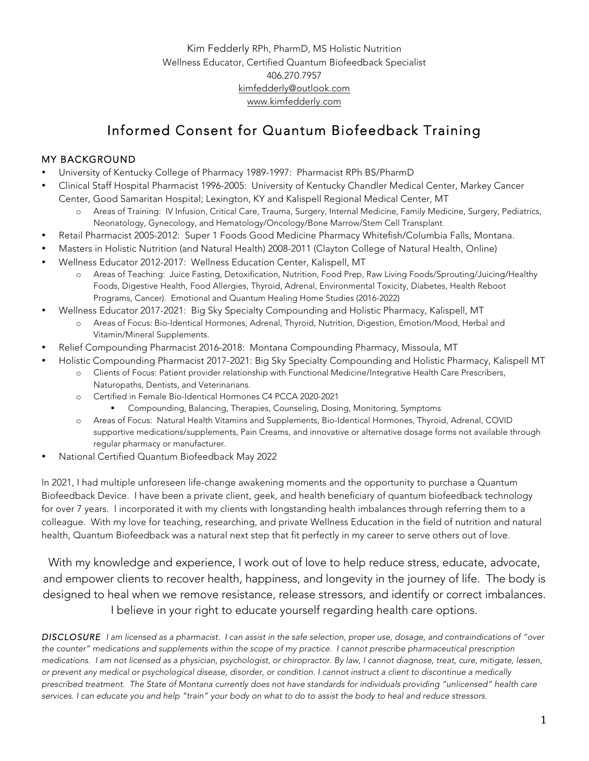Kim Fedderly RPh, PharmD, MS Holistic Nutrition
Wellness Educator, Certified Quantum Biofeedback Specialist
406.270.7957
kimfedderly@outlook.com
www.kimfedderly.com

# Informed Consent for Quantum Biofeedback Training

## MY BACKGROUND

- University of Kentucky College of Pharmacy 1989-1997: Pharmacist RPh BS/PharmD
- Clinical Staff Hospital Pharmacist 1996-2005: University of Kentucky Chandler Medical Center, Markey Cancer Center, Good Samaritan Hospital; Lexington, KY and Kalispell Regional Medical Center, MT
  - Areas of Training: IV Infusion, Critical Care, Trauma, Surgery, Internal Medicine, Family Medicine, Surgery, Pediatrics, Neonatology, Gynecology, and Hematology/Oncology/Bone Marrow/Stem Cell Transplant.
- Retail Pharmacist 2005-2012: Super 1 Foods Good Medicine Pharmacy Whitefish/Columbia Falls, Montana.
- Masters in Holistic Nutrition (and Natural Health) 2008-2011 (Clayton College of Natural Health, Online)
- Wellness Educator 2012-2017: Wellness Education Center, Kalispell, MT
  - Areas of Teaching: Juice Fasting, Detoxification, Nutrition, Food Prep, Raw Living Foods/Sprouting/Juicing/Healthy Foods, Digestive Health, Food Allergies, Thyroid, Adrenal, Environmental Toxicity, Diabetes, Health Reboot Programs, Cancer). Emotional and Quantum Healing Home Studies (2016-2022)
- Wellness Educator 2017-2021: Big Sky Specialty Compounding and Holistic Pharmacy, Kalispell, MT
  - Areas of Focus: Bio-Identical Hormones, Adrenal, Thyroid, Nutrition, Digestion, Emotion/Mood, Herbal and Vitamin/Mineral Supplements.
- Relief Compounding Pharmacist 2016-2018: Montana Compounding Pharmacy, Missoula, MT
- Holistic Compounding Pharmacist 2017-2021: Big Sky Specialty Compounding and Holistic Pharmacy, Kalispell MT
  - Clients of Focus: Patient provider relationship with Functional Medicine/Integrative Health Care Prescribers, Naturopaths, Dentists, and Veterinarians.
  - Certified in Female Bio-Identical Hormones C4 PCCA 2020-2021
    - Compounding, Balancing, Therapies, Counseling, Dosing, Monitoring, Symptoms
  - Areas of Focus: Natural Health Vitamins and Supplements, Bio-Identical Hormones, Thyroid, Adrenal, COVID supportive medications/supplements, Pain Creams, and innovative or alternative dosage forms not available through regular pharmacy or manufacturer.
- National Certified Quantum Biofeedback May 2022

In 2021, I had multiple unforeseen life-change awakening moments and the opportunity to purchase a Quantum Biofeedback Device. I have been a private client, geek, and health beneficiary of quantum biofeedback technology for over 7 years. I incorporated it with my clients with longstanding health imbalances through referring them to a colleague. With my love for teaching, researching, and private Wellness Education in the field of nutrition and natural health, Quantum Biofeedback was a natural next step that fit perfectly in my career to serve others out of love.

With my knowledge and experience, I work out of love to help reduce stress, educate, advocate, and empower clients to recover health, happiness, and longevity in the journey of life. The body is designed to heal when we remove resistance, release stressors, and identify or correct imbalances. I believe in your right to educate yourself regarding health care options.

***DISCLOSURE*** *I am licensed as a pharmacist. I can assist in the safe selection, proper use, dosage, and contraindications of "over the counter" medications and supplements within the scope of my practice. I cannot prescribe pharmaceutical prescription medications. I am not licensed as a physician, psychologist, or chiropractor. By law, I cannot diagnose, treat, cure, mitigate, lessen, or prevent any medical or psychological disease, disorder, or condition. I cannot instruct a client to discontinue a medically prescribed treatment. The State of Montana currently does not have standards for individuals providing "unlicensed" health care services. I can educate you and help "train" your body on what to do to assist the body to heal and reduce stressors.*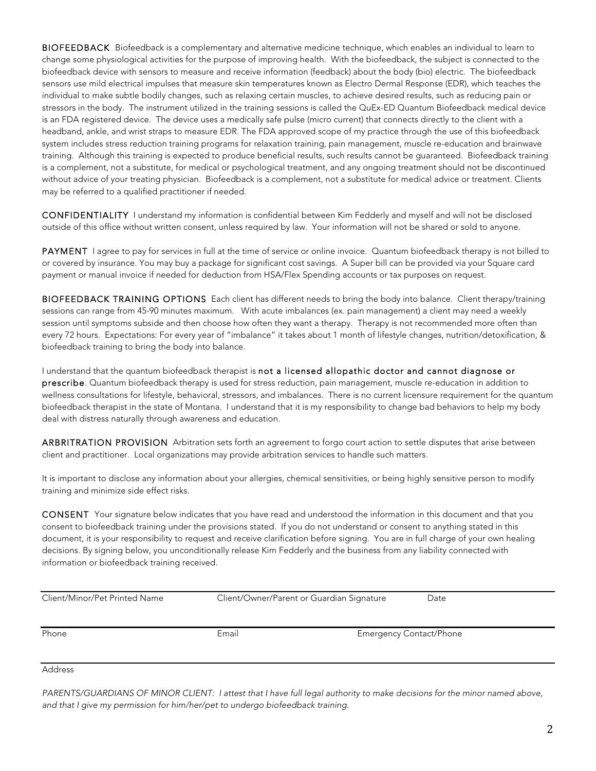**BIOFEEDBACK** Biofeedback is a complementary and alternative medicine technique, which enables an individual to learn to change some physiological activities for the purpose of improving health. With the biofeedback, the subject is connected to the biofeedback device with sensors to measure and receive information (feedback) about the body (bio) electric. The biofeedback sensors use mild electrical impulses that measure skin temperatures known as Electro Dermal Response (EDR), which teaches the individual to make subtle bodily changes, such as relaxing certain muscles, to achieve desired results, such as reducing pain or stressors in the body. The instrument utilized in the training sessions is called the QuEx-ED Quantum Biofeedback medical device is an FDA registered device. The device uses a medically safe pulse (micro current) that connects directly to the client with a headband, ankle, and wrist straps to measure EDR. The FDA approved scope of my practice through the use of this biofeedback system includes stress reduction training programs for relaxation training, pain management, muscle re-education and brainwave training. Although this training is expected to produce beneficial results, such results cannot be guaranteed. Biofeedback training is a complement, not a substitute, for medical or psychological treatment, and any ongoing treatment should not be discontinued without advice of your treating physician. Biofeedback is a complement, not a substitute for medical advice or treatment. Clients may be referred to a qualified practitioner if needed.

**CONFIDENTIALITY** I understand my information is confidential between Kim Fedderly and myself and will not be disclosed outside of this office without written consent, unless required by law. Your information will not be shared or sold to anyone.

**PAYMENT** I agree to pay for services in full at the time of service or online invoice. Quantum biofeedback therapy is not billed to or covered by insurance. You may buy a package for significant cost savings. A Super bill can be provided via your Square card payment or manual invoice if needed for deduction from HSA/Flex Spending accounts or tax purposes on request.

**BIOFEEDBACK TRAINING OPTIONS** Each client has different needs to bring the body into balance. Client therapy/training sessions can range from 45-90 minutes maximum. With acute imbalances (ex. pain management) a client may need a weekly session until symptoms subside and then choose how often they want a therapy. Therapy is not recommended more often than every 72 hours. Expectations: For every year of "imbalance" it takes about 1 month of lifestyle changes, nutrition/detoxification, & biofeedback training to bring the body into balance.

I understand that the quantum biofeedback therapist is **not a licensed allopathic doctor and cannot diagnose or prescribe**. Quantum biofeedback therapy is used for stress reduction, pain management, muscle re-education in addition to wellness consultations for lifestyle, behavioral, stressors, and imbalances. There is no current licensure requirement for the quantum biofeedback therapist in the state of Montana. I understand that it is my responsibility to change bad behaviors to help my body deal with distress naturally through awareness and education.

**ARBITRATION PROVISION** Arbitration sets forth an agreement to forgo court action to settle disputes that arise between client and practitioner. Local organizations may provide arbitration services to handle such matters.

It is important to disclose any information about your allergies, chemical sensitivities, or being highly sensitive person to modify training and minimize side effect risks.

**CONSENT** Your signature below indicates that you have read and understood the information in this document and that you consent to biofeedback training under the provisions stated. If you do not understand or consent to anything stated in this document, it is your responsibility to request and receive clarification before signing. You are in full charge of your own healing decisions. By signing below, you unconditionally release Kim Fedderly and the business from any liability connected with information or biofeedback training received.

______________________________________________________________________

Client/Minor/Pet Printed Name    Client/Owner/Parent or Guardian Signature    Date

______________________________________________________________________

Phone    Email    Emergency Contact/Phone

______________________________________________________________________

Address

*PARENTS/GUARDIANS OF MINOR CLIENT: I attest that I have full legal authority to make decisions for the minor named above, and that I give my permission for him/her/pet to undergo biofeedback training.*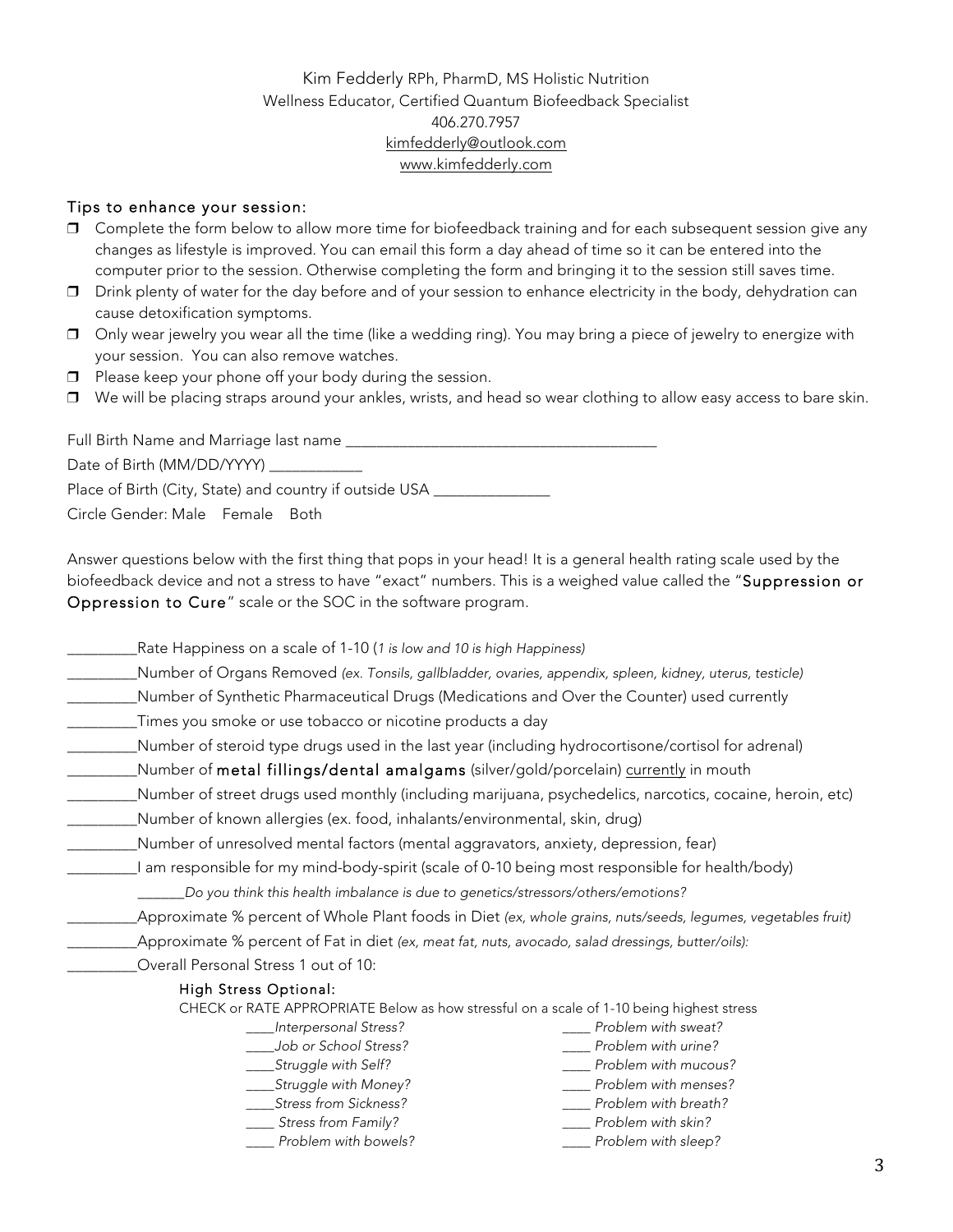Kim Fedderly RPh, PharmD, MS Holistic Nutrition
Wellness Educator, Certified Quantum Biofeedback Specialist
406.270.7957
kimfedderly@outlook.com
www.kimfedderly.com

### Tips to enhance your session:

- ❒ Complete the form below to allow more time for biofeedback training and for each subsequent session give any changes as lifestyle is improved. You can email this form a day ahead of time so it can be entered into the computer prior to the session. Otherwise completing the form and bringing it to the session still saves time.
- ❒ Drink plenty of water for the day before and of your session to enhance electricity in the body, dehydration can cause detoxification symptoms.
- ❒ Only wear jewelry you wear all the time (like a wedding ring). You may bring a piece of jewelry to energize with your session. You can also remove watches.
- ❒ Please keep your phone off your body during the session.
- ❒ We will be placing straps around your ankles, wrists, and head so wear clothing to allow easy access to bare skin.

Full Birth Name and Marriage last name ________________________________________

Date of Birth (MM/DD/YYYY) ____________

Place of Birth (City, State) and country if outside USA _______________

Circle Gender: Male Female Both

Answer questions below with the first thing that pops in your head! It is a general health rating scale used by the biofeedback device and not a stress to have "exact" numbers. This is a weighed value called the "**Suppression or Oppression to Cure**" scale or the SOC in the software program.

_________Rate Happiness on a scale of 1-10 (*1 is low and 10 is high Happiness*)

_________Number of Organs Removed *(ex. Tonsils, gallbladder, ovaries, appendix, spleen, kidney, uterus, testicle)*

_________Number of Synthetic Pharmaceutical Drugs (Medications and Over the Counter) used currently

_________Times you smoke or use tobacco or nicotine products a day

_________Number of steroid type drugs used in the last year (including hydrocortisone/cortisol for adrenal)

_________Number of **metal fillings/dental amalgams** (silver/gold/porcelain) <u>currently</u> in mouth

_________Number of street drugs used monthly (including marijuana, psychedelics, narcotics, cocaine, heroin, etc)

_________Number of known allergies (ex. food, inhalants/environmental, skin, drug)

_________Number of unresolved mental factors (mental aggravators, anxiety, depression, fear)

_________I am responsible for my mind-body-spirit (scale of 0-10 being most responsible for health/body)

&nbsp;&nbsp;&nbsp;&nbsp;&nbsp;&nbsp;_______*Do you think this health imbalance is due to genetics/stressors/others/emotions?*

_________Approximate % percent of Whole Plant foods in Diet *(ex, whole grains, nuts/seeds, legumes, vegetables fruit)*

_________Approximate % percent of Fat in diet *(ex, meat fat, nuts, avocado, salad dressings, butter/oils):*

_________Overall Personal Stress 1 out of 10:

#### High Stress Optional:

CHECK or RATE APPROPRIATE Below as how stressful on a scale of 1-10 being highest stress

- ____*Interpersonal Stress?*
- ____*Job or School Stress?*
- ____*Struggle with Self?*
- ____*Struggle with Money?*
- ____*Stress from Sickness?*
- ____ *Stress from Family?*
- ____ *Problem with bowels?*
- ____ *Problem with sweat?*
- ____ *Problem with urine?*
- ____ *Problem with mucous?*
- ____ *Problem with menses?*
- ____ *Problem with breath?*
- ____ *Problem with skin?*
- ____ *Problem with sleep?*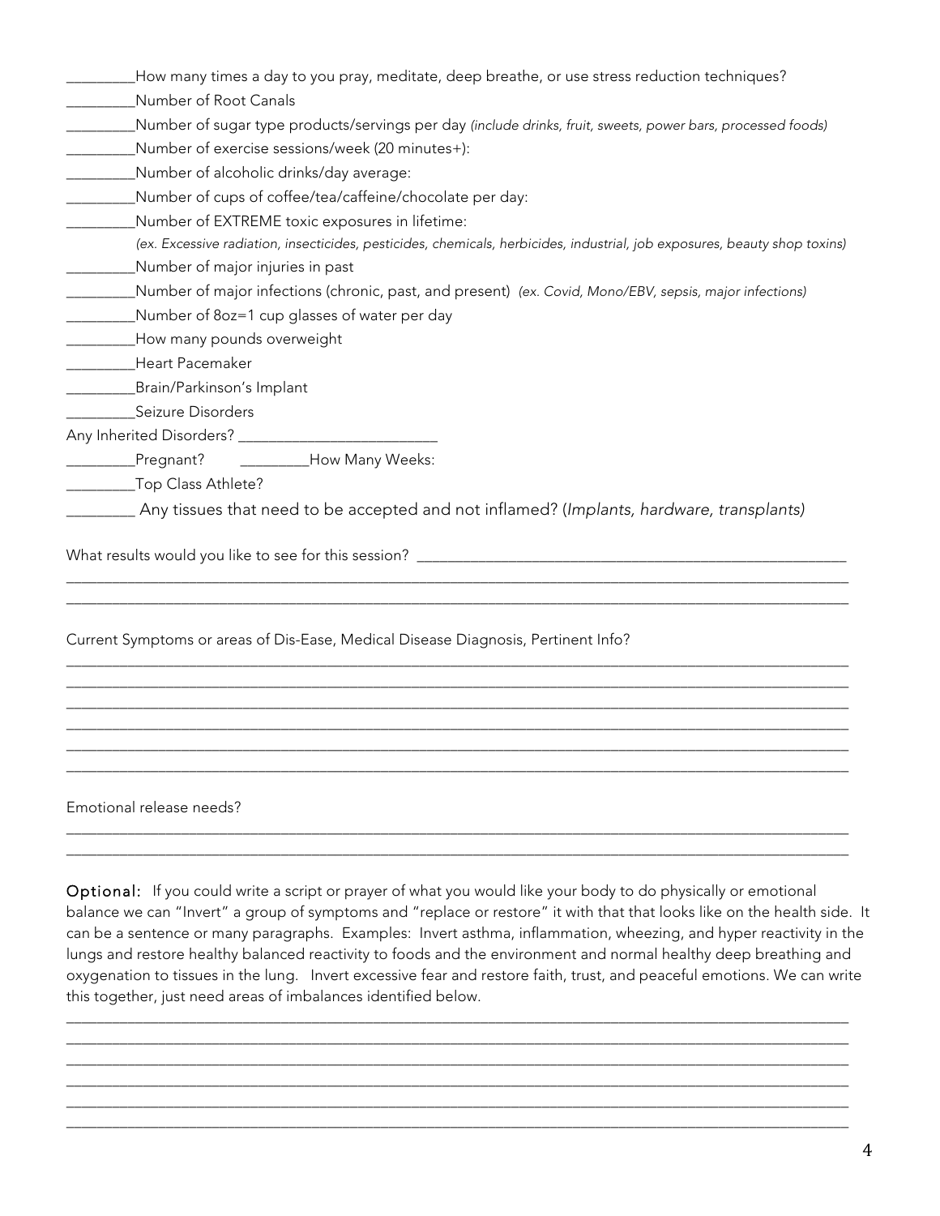_________How many times a day to you pray, meditate, deep breathe, or use stress reduction techniques?

_________Number of Root Canals

_________Number of sugar type products/servings per day *(include drinks, fruit, sweets, power bars, processed foods)*

_________Number of exercise sessions/week (20 minutes+):

_________Number of alcoholic drinks/day average:

_________Number of cups of coffee/tea/caffeine/chocolate per day:

_________Number of EXTREME toxic exposures in lifetime:

*(ex. Excessive radiation, insecticides, pesticides, chemicals, herbicides, industrial, job exposures, beauty shop toxins)*

_________Number of major injuries in past

_________Number of major infections (chronic, past, and present) *(ex. Covid, Mono/EBV, sepsis, major infections)*

_________Number of 8oz=1 cup glasses of water per day

_________How many pounds overweight

_________Heart Pacemaker

_________Brain/Parkinson's Implant

_________Seizure Disorders

Any Inherited Disorders? _________________________

_________Pregnant? _________How Many Weeks:

_________Top Class Athlete?

_________ Any tissues that need to be accepted and not inflamed? (*Implants, hardware, transplants)*

What results would you like to see for this session? _______________________________________________

_____________________________________________________________________________________

_____________________________________________________________________________________

Current Symptoms or areas of Dis-Ease, Medical Disease Diagnosis, Pertinent Info?

_____________________________________________________________________________________

_____________________________________________________________________________________

_____________________________________________________________________________________

_____________________________________________________________________________________

_____________________________________________________________________________________

_____________________________________________________________________________________

Emotional release needs?

_____________________________________________________________________________________

_____________________________________________________________________________________

**Optional:** If you could write a script or prayer of what you would like your body to do physically or emotional balance we can "Invert" a group of symptoms and "replace or restore" it with that that looks like on the health side. It can be a sentence or many paragraphs. Examples: Invert asthma, inflammation, wheezing, and hyper reactivity in the lungs and restore healthy balanced reactivity to foods and the environment and normal healthy deep breathing and oxygenation to tissues in the lung. Invert excessive fear and restore faith, trust, and peaceful emotions. We can write this together, just need areas of imbalances identified below.

_____________________________________________________________________________________

_____________________________________________________________________________________

_____________________________________________________________________________________

_____________________________________________________________________________________

_____________________________________________________________________________________

_____________________________________________________________________________________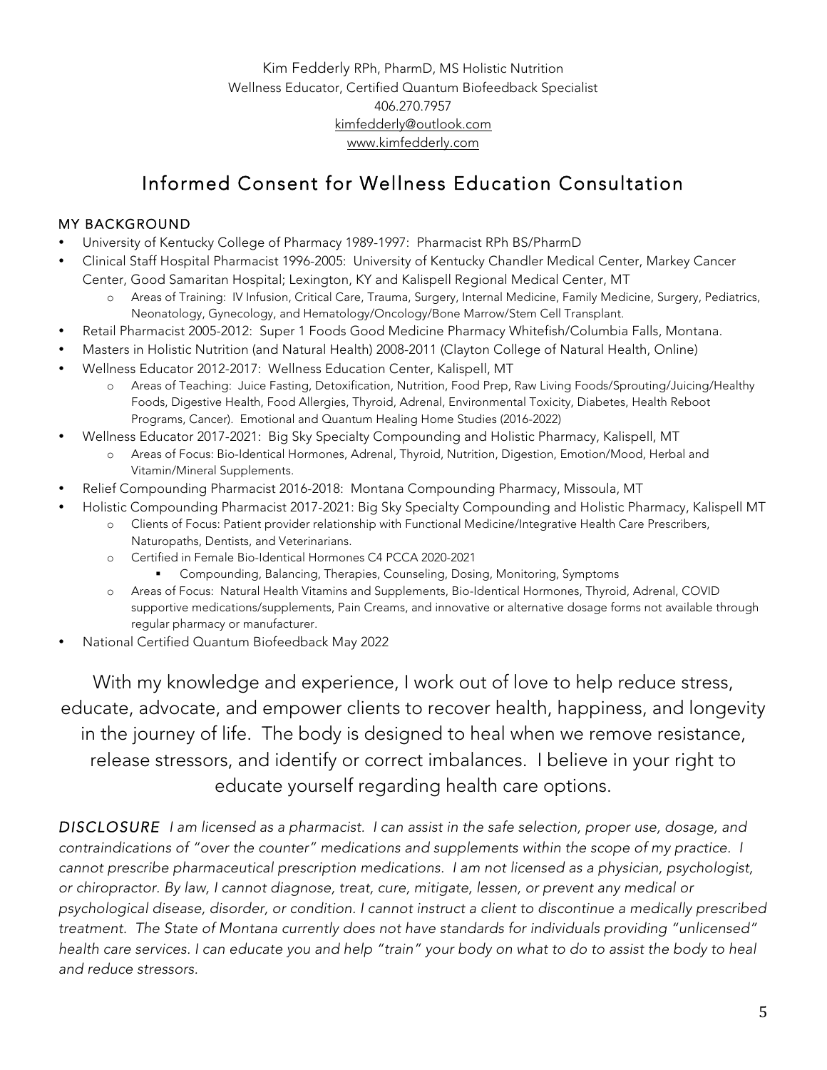Kim Fedderly RPh, PharmD, MS Holistic Nutrition
Wellness Educator, Certified Quantum Biofeedback Specialist
406.270.7957
kimfedderly@outlook.com
www.kimfedderly.com

# Informed Consent for Wellness Education Consultation

## MY BACKGROUND

- University of Kentucky College of Pharmacy 1989-1997: Pharmacist RPh BS/PharmD
- Clinical Staff Hospital Pharmacist 1996-2005: University of Kentucky Chandler Medical Center, Markey Cancer Center, Good Samaritan Hospital; Lexington, KY and Kalispell Regional Medical Center, MT
  - Areas of Training: IV Infusion, Critical Care, Trauma, Surgery, Internal Medicine, Family Medicine, Surgery, Pediatrics, Neonatology, Gynecology, and Hematology/Oncology/Bone Marrow/Stem Cell Transplant.
- Retail Pharmacist 2005-2012: Super 1 Foods Good Medicine Pharmacy Whitefish/Columbia Falls, Montana.
- Masters in Holistic Nutrition (and Natural Health) 2008-2011 (Clayton College of Natural Health, Online)
- Wellness Educator 2012-2017: Wellness Education Center, Kalispell, MT
  - Areas of Teaching: Juice Fasting, Detoxification, Nutrition, Food Prep, Raw Living Foods/Sprouting/Juicing/Healthy Foods, Digestive Health, Food Allergies, Thyroid, Adrenal, Environmental Toxicity, Diabetes, Health Reboot Programs, Cancer). Emotional and Quantum Healing Home Studies (2016-2022)
- Wellness Educator 2017-2021: Big Sky Specialty Compounding and Holistic Pharmacy, Kalispell, MT
  - Areas of Focus: Bio-Identical Hormones, Adrenal, Thyroid, Nutrition, Digestion, Emotion/Mood, Herbal and Vitamin/Mineral Supplements.
- Relief Compounding Pharmacist 2016-2018: Montana Compounding Pharmacy, Missoula, MT
- Holistic Compounding Pharmacist 2017-2021: Big Sky Specialty Compounding and Holistic Pharmacy, Kalispell MT
  - Clients of Focus: Patient provider relationship with Functional Medicine/Integrative Health Care Prescribers, Naturopaths, Dentists, and Veterinarians.
  - Certified in Female Bio-Identical Hormones C4 PCCA 2020-2021
    - Compounding, Balancing, Therapies, Counseling, Dosing, Monitoring, Symptoms
  - Areas of Focus: Natural Health Vitamins and Supplements, Bio-Identical Hormones, Thyroid, Adrenal, COVID supportive medications/supplements, Pain Creams, and innovative or alternative dosage forms not available through regular pharmacy or manufacturer.
- National Certified Quantum Biofeedback May 2022

With my knowledge and experience, I work out of love to help reduce stress, educate, advocate, and empower clients to recover health, happiness, and longevity in the journey of life. The body is designed to heal when we remove resistance, release stressors, and identify or correct imbalances. I believe in your right to educate yourself regarding health care options.

*DISCLOSURE I am licensed as a pharmacist. I can assist in the safe selection, proper use, dosage, and contraindications of "over the counter" medications and supplements within the scope of my practice. I cannot prescribe pharmaceutical prescription medications. I am not licensed as a physician, psychologist, or chiropractor. By law, I cannot diagnose, treat, cure, mitigate, lessen, or prevent any medical or psychological disease, disorder, or condition. I cannot instruct a client to discontinue a medically prescribed treatment. The State of Montana currently does not have standards for individuals providing "unlicensed" health care services. I can educate you and help "train" your body on what to do to assist the body to heal and reduce stressors.*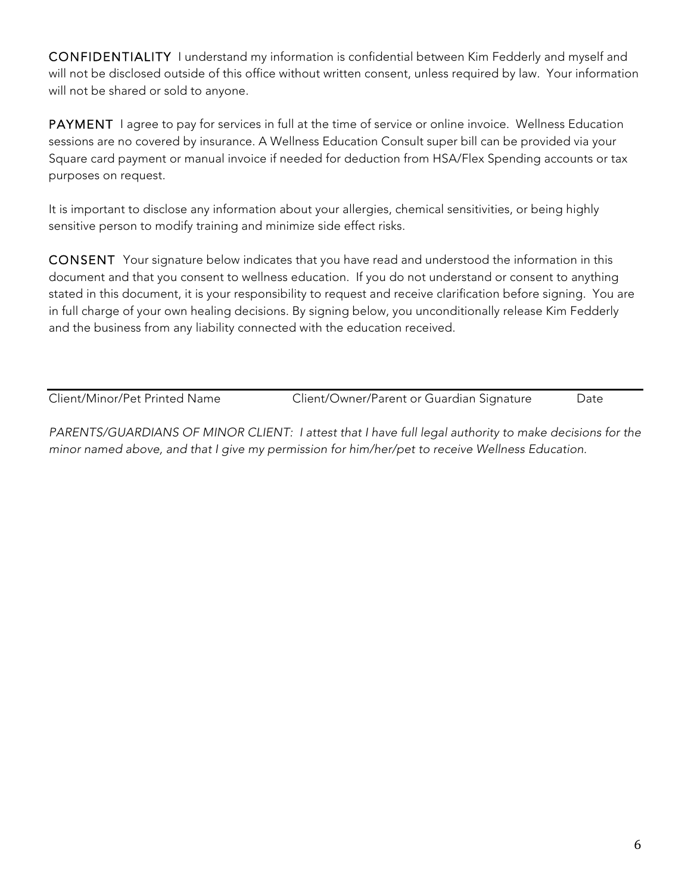**CONFIDENTIALITY** I understand my information is confidential between Kim Fedderly and myself and will not be disclosed outside of this office without written consent, unless required by law. Your information will not be shared or sold to anyone.

**PAYMENT** I agree to pay for services in full at the time of service or online invoice. Wellness Education sessions are no covered by insurance. A Wellness Education Consult super bill can be provided via your Square card payment or manual invoice if needed for deduction from HSA/Flex Spending accounts or tax purposes on request.

It is important to disclose any information about your allergies, chemical sensitivities, or being highly sensitive person to modify training and minimize side effect risks.

**CONSENT** Your signature below indicates that you have read and understood the information in this document and that you consent to wellness education. If you do not understand or consent to anything stated in this document, it is your responsibility to request and receive clarification before signing. You are in full charge of your own healing decisions. By signing below, you unconditionally release Kim Fedderly and the business from any liability connected with the education received.

---

Client/Minor/Pet Printed Name    Client/Owner/Parent or Guardian Signature    Date

*PARENTS/GUARDIANS OF MINOR CLIENT: I attest that I have full legal authority to make decisions for the minor named above, and that I give my permission for him/her/pet to receive Wellness Education.*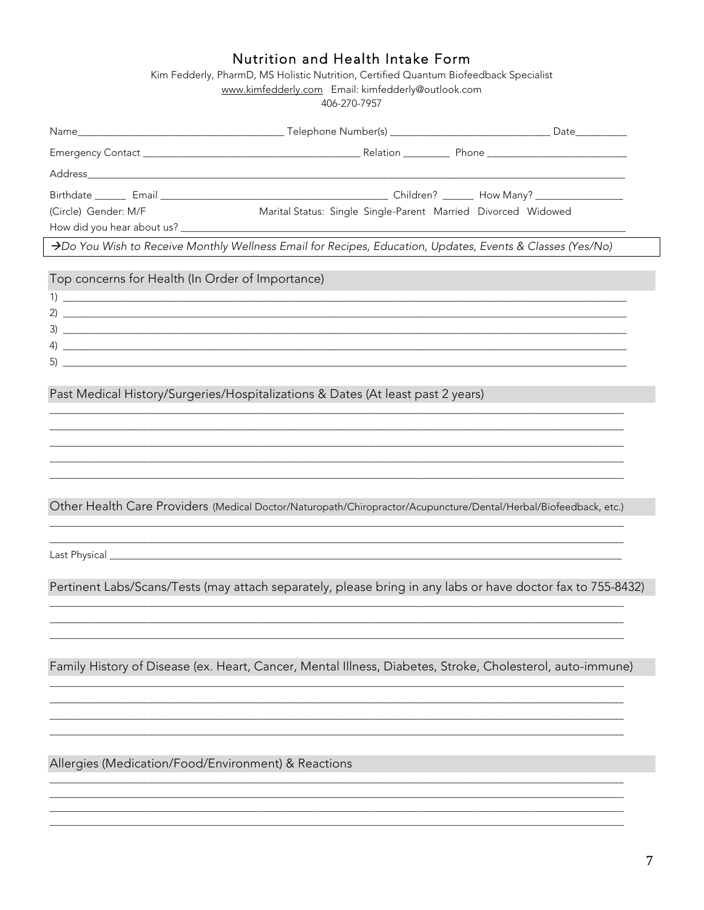# Nutrition and Health Intake Form

Kim Fedderly, PharmD, MS Holistic Nutrition, Certified Quantum Biofeedback Specialist

www.kimfedderly.com Email: kimfedderly@outlook.com

406-270-7957

Name______________________________________ Telephone Number(s) ______________________________ Date__________

Emergency Contact ________________________________________ Relation _________ Phone __________________________

Address_____________________________________________________________________________________________

Birthdate ______ Email __________________________________________ Children? ______ How Many? ________________

(Circle) Gender: M/F Marital Status: Single Single-Parent Married Divorced Widowed

How did you hear about us? ___________________________________________________________________________

→*Do You Wish to Receive Monthly Wellness Email for Recipes, Education, Updates, Events & Classes (Yes/No)*

## Top concerns for Health (In Order of Importance)

1) ______________________________________________________________________________________________

2) ______________________________________________________________________________________________

3) ______________________________________________________________________________________________

4) ______________________________________________________________________________________________

5) ______________________________________________________________________________________________

## Past Medical History/Surgeries/Hospitalizations & Dates (At least past 2 years)

_________________________________________________________________________________________________

_________________________________________________________________________________________________

_________________________________________________________________________________________________

_________________________________________________________________________________________________

_________________________________________________________________________________________________

## Other Health Care Providers (Medical Doctor/Naturopath/Chiropractor/Acupuncture/Dental/Herbal/Biofeedback, etc.)

_________________________________________________________________________________________________

_________________________________________________________________________________________________

Last Physical ____________________________________________________________________________________

## Pertinent Labs/Scans/Tests (may attach separately, please bring in any labs or have doctor fax to 755-8432)

_________________________________________________________________________________________________

_________________________________________________________________________________________________

_________________________________________________________________________________________________

## Family History of Disease (ex. Heart, Cancer, Mental Illness, Diabetes, Stroke, Cholesterol, auto-immune)

_________________________________________________________________________________________________

_________________________________________________________________________________________________

_________________________________________________________________________________________________

_________________________________________________________________________________________________

## Allergies (Medication/Food/Environment) & Reactions

_________________________________________________________________________________________________

_________________________________________________________________________________________________

_________________________________________________________________________________________________

_________________________________________________________________________________________________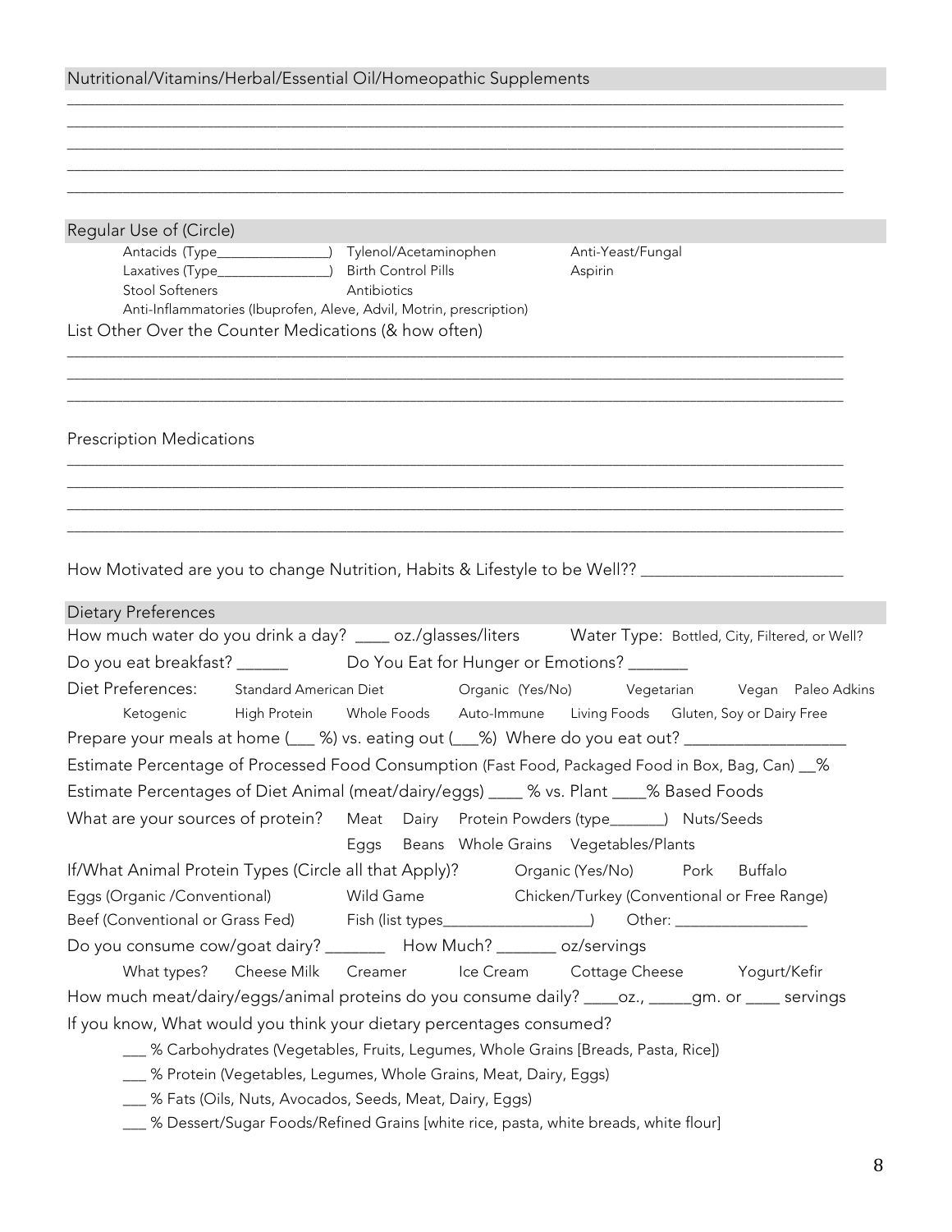## Nutritional/Vitamins/Herbal/Essential Oil/Homeopathic Supplements

_______________________________________________________________________________________________
_______________________________________________________________________________________________
_______________________________________________________________________________________________
_______________________________________________________________________________________________
_______________________________________________________________________________________________

## Regular Use of (Circle)

Antacids (Type_______________) Tylenol/Acetaminophen Anti-Yeast/Fungal
Laxatives (Type_______________) Birth Control Pills Aspirin
Stool Softeners Antibiotics
Anti-Inflammatories (Ibuprofen, Aleve, Advil, Motrin, prescription)

List Other Over the Counter Medications (& how often)

_______________________________________________________________________________________________
_______________________________________________________________________________________________
_______________________________________________________________________________________________

Prescription Medications

_______________________________________________________________________________________________
_______________________________________________________________________________________________
_______________________________________________________________________________________________
_______________________________________________________________________________________________

How Motivated are you to change Nutrition, Habits & Lifestyle to be Well?? ________________________

## Dietary Preferences

How much water do you drink a day? ____ oz./glasses/liters Water Type: Bottled, City, Filtered, or Well?

Do you eat breakfast? ______ Do You Eat for Hunger or Emotions? _______

Diet Preferences: Standard American Diet Organic (Yes/No) Vegetarian Vegan Paleo Adkins
Ketogenic High Protein Whole Foods Auto-Immune Living Foods Gluten, Soy or Dairy Free

Prepare your meals at home (___ %) vs. eating out (___%) Where do you eat out? __________________

Estimate Percentage of Processed Food Consumption (Fast Food, Packaged Food in Box, Bag, Can) __%

Estimate Percentages of Diet Animal (meat/dairy/eggs) ____ % vs. Plant ____% Based Foods

What are your sources of protein? Meat Dairy Protein Powders (type_______) Nuts/Seeds
Eggs Beans Whole Grains Vegetables/Plants

If/What Animal Protein Types (Circle all that Apply)? Organic (Yes/No) Pork Buffalo
Eggs (Organic /Conventional) Wild Game Chicken/Turkey (Conventional or Free Range)
Beef (Conventional or Grass Fed) Fish (list types__________________) Other: ________________

Do you consume cow/goat dairy? _______ How Much? _______ oz/servings
What types? Cheese Milk Creamer Ice Cream Cottage Cheese Yogurt/Kefir

How much meat/dairy/eggs/animal proteins do you consume daily? ____oz., _____gm. or ____ servings

If you know, What would you think your dietary percentages consumed?

___ % Carbohydrates (Vegetables, Fruits, Legumes, Whole Grains [Breads, Pasta, Rice])
___ % Protein (Vegetables, Legumes, Whole Grains, Meat, Dairy, Eggs)
___ % Fats (Oils, Nuts, Avocados, Seeds, Meat, Dairy, Eggs)
___ % Dessert/Sugar Foods/Refined Grains [white rice, pasta, white breads, white flour]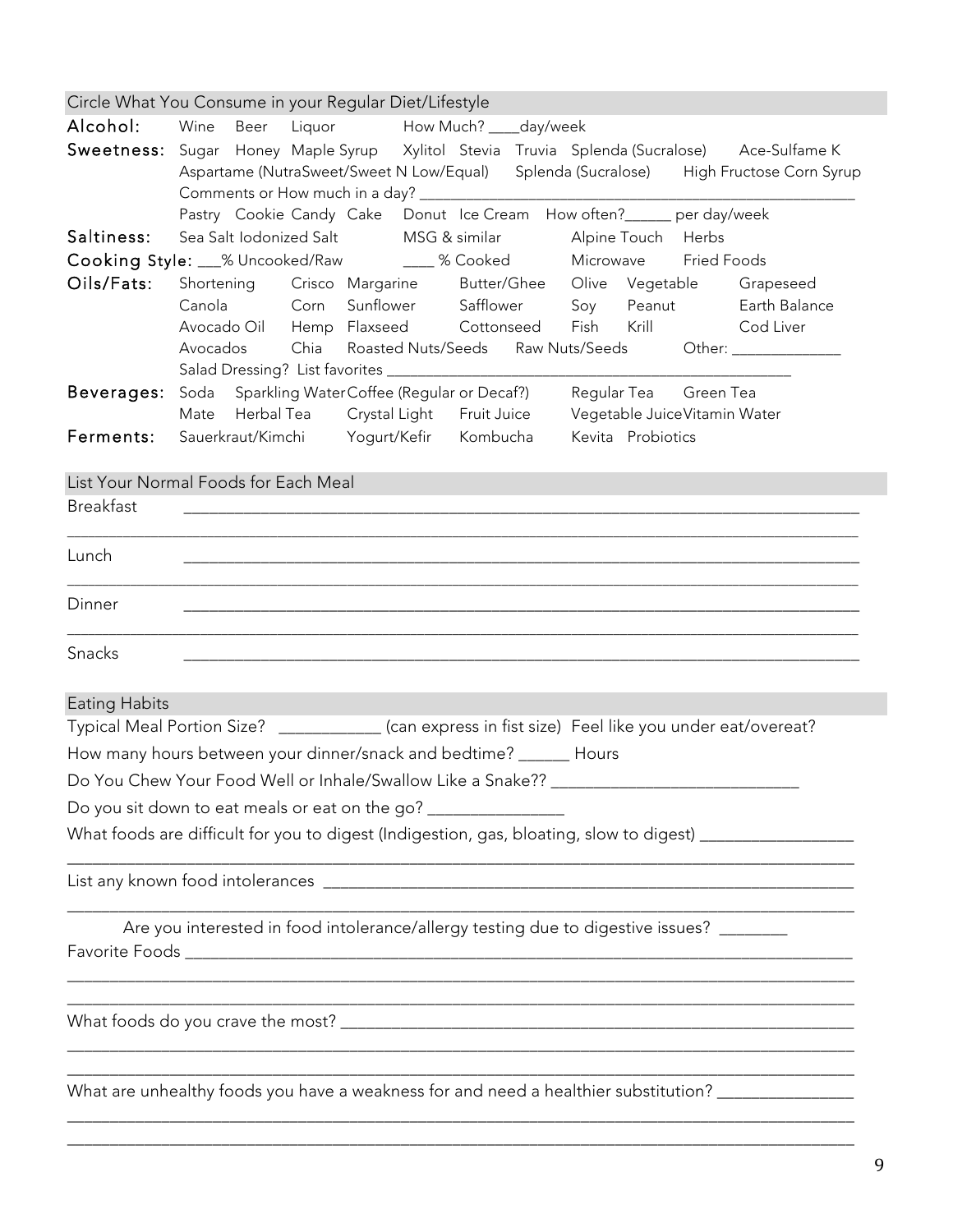## Circle What You Consume in your Regular Diet/Lifestyle

**Alcohol:** Wine Beer Liquor How Much? ____day/week

**Sweetness:** Sugar Honey Maple Syrup Xylitol Stevia Truvia Splenda (Sucralose) Ace-Sulfame K
Aspartame (NutraSweet/Sweet N Low/Equal) Splenda (Sucralose) High Fructose Corn Syrup
Comments or How much in a day? ____________________________________________________
Pastry Cookie Candy Cake Donut Ice Cream How often?______ per day/week

**Saltiness:** Sea Salt Iodonized Salt MSG & similar Alpine Touch Herbs

**Cooking Style:** ___% Uncooked/Raw ____ % Cooked Microwave Fried Foods

**Oils/Fats:** Shortening Crisco Margarine Butter/Ghee Olive Vegetable Grapeseed
Canola Corn Sunflower Safflower Soy Peanut Earth Balance
Avocado Oil Hemp Flaxseed Cottonseed Fish Krill Cod Liver
Avocados Chia Roasted Nuts/Seeds Raw Nuts/Seeds Other: _____________
Salad Dressing? List favorites ____________________________________________

**Beverages:** Soda Sparkling Water Coffee (Regular or Decaf?) Regular Tea Green Tea
Mate Herbal Tea Crystal Light Fruit Juice Vegetable Juice Vitamin Water

**Ferments:** Sauerkraut/Kimchi Yogurt/Kefir Kombucha Kevita Probiotics

## List Your Normal Foods for Each Meal

Breakfast ________________________________________________________________________

________________________________________________________________________________

Lunch ________________________________________________________________________

________________________________________________________________________________

Dinner ________________________________________________________________________

________________________________________________________________________________

Snacks ________________________________________________________________________

## Eating Habits

Typical Meal Portion Size? ___________ (can express in fist size) Feel like you under eat/overeat?

How many hours between your dinner/snack and bedtime? ______ Hours

Do You Chew Your Food Well or Inhale/Swallow Like a Snake?? ___________________________

Do you sit down to eat meals or eat on the go? _______________

What foods are difficult for you to digest (Indigestion, gas, bloating, slow to digest) _________________

________________________________________________________________________________

List any known food intolerances ______________________________________________________

________________________________________________________________________________

Are you interested in food intolerance/allergy testing due to digestive issues? ________

Favorite Foods ____________________________________________________________________

________________________________________________________________________________

________________________________________________________________________________

What foods do you crave the most? ___________________________________________________

________________________________________________________________________________

________________________________________________________________________________

What are unhealthy foods you have a weakness for and need a healthier substitution? _______________

________________________________________________________________________________

________________________________________________________________________________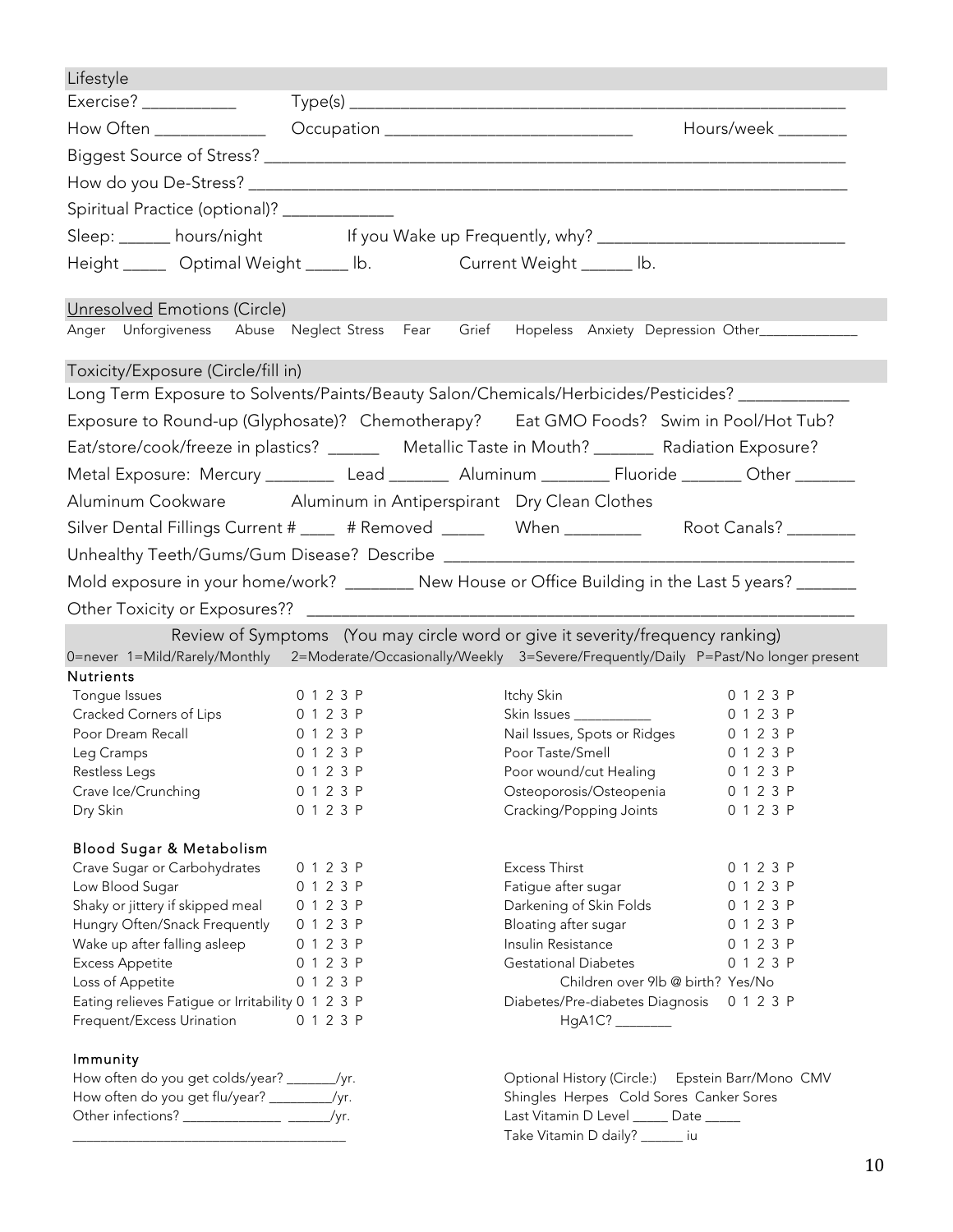## Lifestyle

Exercise? ___________ Type(s) ___________________________________________________________

How Often _____________ Occupation ____________________________ Hours/week ________

Biggest Source of Stress? ______________________________________________________________

How do you De-Stress? ________________________________________________________________

Spiritual Practice (optional)? _____________

Sleep: ______ hours/night If you Wake up Frequently, why? ____________________________

Height _____ Optimal Weight _____ lb. Current Weight ______ lb.

## Unresolved Emotions (Circle)

Anger Unforgiveness Abuse Neglect Stress Fear Grief Hopeless Anxiety Depression Other_____________

## Toxicity/Exposure (Circle/fill in)

Long Term Exposure to Solvents/Paints/Beauty Salon/Chemicals/Herbicides/Pesticides? _____________

Exposure to Round-up (Glyphosate)? Chemotherapy? Eat GMO Foods? Swim in Pool/Hot Tub?

Eat/store/cook/freeze in plastics? ______ Metallic Taste in Mouth? _______ Radiation Exposure?

Metal Exposure: Mercury ________ Lead _______ Aluminum ________ Fluoride _______ Other _______

Aluminum Cookware Aluminum in Antiperspirant Dry Clean Clothes

Silver Dental Fillings Current # ____ # Removed _____ When _________ Root Canals? ________

Unhealthy Teeth/Gums/Gum Disease? Describe ______________________________________________

Mold exposure in your home/work? ________ New House or Office Building in the Last 5 years? _______

Other Toxicity or Exposures?? _________________________________________________________

## Review of Symptoms (You may circle word or give it severity/frequency ranking)

0=never 1=Mild/Rarely/Monthly 2=Moderate/Occasionally/Weekly 3=Severe/Frequently/Daily P=Past/No longer present

### Nutrients

| Symptom | Rating | Symptom | Rating |
|---|---|---|---|
| Tongue Issues | 0 1 2 3 P | Itchy Skin | 0 1 2 3 P |
| Cracked Corners of Lips | 0 1 2 3 P | Skin Issues ___________ | 0 1 2 3 P |
| Poor Dream Recall | 0 1 2 3 P | Nail Issues, Spots or Ridges | 0 1 2 3 P |
| Leg Cramps | 0 1 2 3 P | Poor Taste/Smell | 0 1 2 3 P |
| Restless Legs | 0 1 2 3 P | Poor wound/cut Healing | 0 1 2 3 P |
| Crave Ice/Crunching | 0 1 2 3 P | Osteoporosis/Osteopenia | 0 1 2 3 P |
| Dry Skin | 0 1 2 3 P | Cracking/Popping Joints | 0 1 2 3 P |

### Blood Sugar & Metabolism

| Symptom | Rating | Symptom | Rating |
|---|---|---|---|
| Crave Sugar or Carbohydrates | 0 1 2 3 P | Excess Thirst | 0 1 2 3 P |
| Low Blood Sugar | 0 1 2 3 P | Fatigue after sugar | 0 1 2 3 P |
| Shaky or jittery if skipped meal | 0 1 2 3 P | Darkening of Skin Folds | 0 1 2 3 P |
| Hungry Often/Snack Frequently | 0 1 2 3 P | Bloating after sugar | 0 1 2 3 P |
| Wake up after falling asleep | 0 1 2 3 P | Insulin Resistance | 0 1 2 3 P |
| Excess Appetite | 0 1 2 3 P | Gestational Diabetes | 0 1 2 3 P |
| Loss of Appetite | 0 1 2 3 P | Children over 9lb @ birth? Yes/No | |
| Eating relieves Fatigue or Irritability | 0 1 2 3 P | Diabetes/Pre-diabetes Diagnosis | 0 1 2 3 P |
| Frequent/Excess Urination | 0 1 2 3 P | HgA1C? ________ | |

### Immunity

How often do you get colds/year? _______/yr.

How often do you get flu/year? _________/yr.

Other infections? _____________ ______/yr.

_____________________________________

Optional History (Circle:) Epstein Barr/Mono CMV

Shingles Herpes Cold Sores Canker Sores

Last Vitamin D Level _____ Date _____

Take Vitamin D daily? ______ iu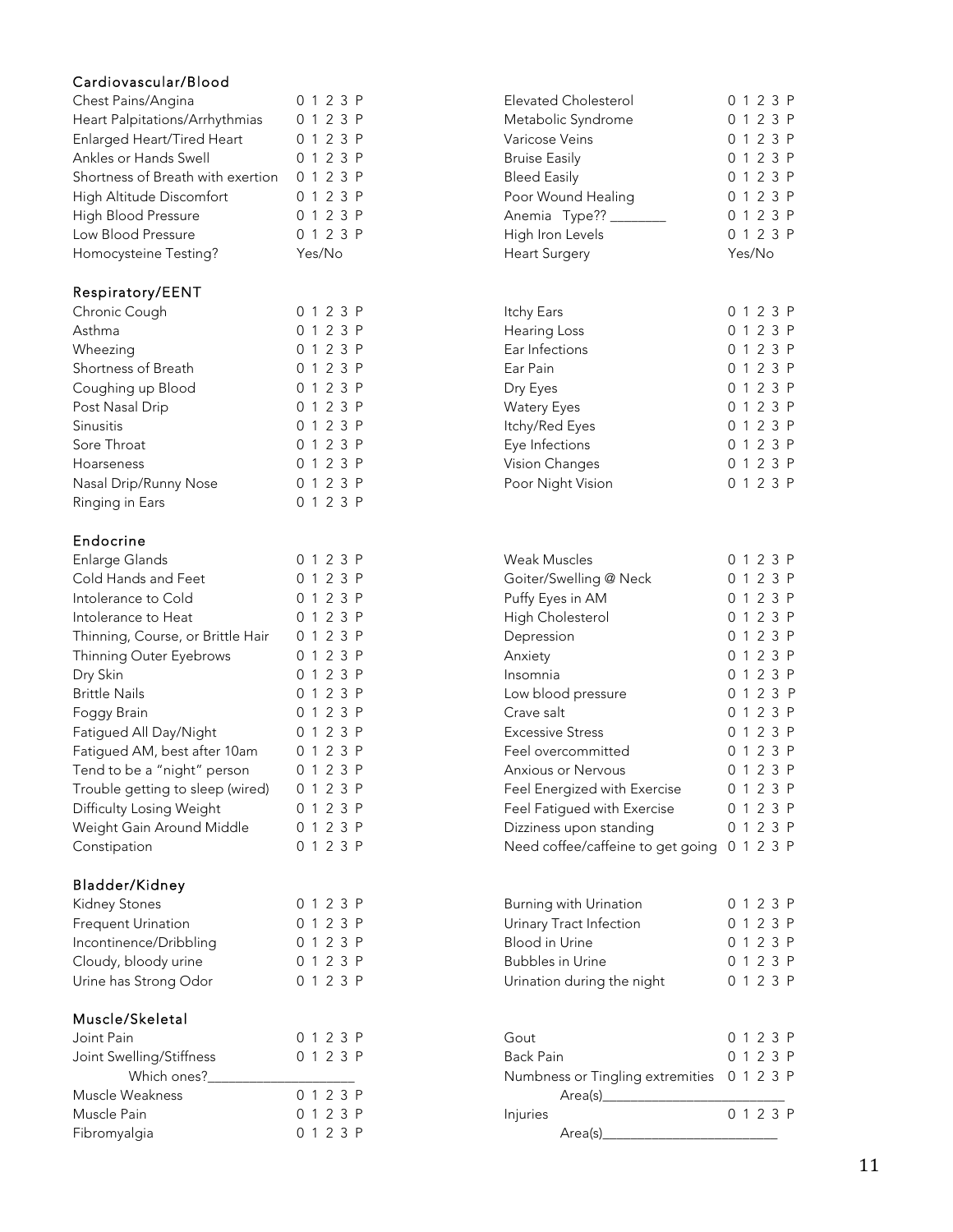### Cardiovascular/Blood

| | | | |
|---|---|---|---|
| Chest Pains/Angina | 0 1 2 3 P | Elevated Cholesterol | 0 1 2 3 P |
| Heart Palpitations/Arrhythmias | 0 1 2 3 P | Metabolic Syndrome | 0 1 2 3 P |
| Enlarged Heart/Tired Heart | 0 1 2 3 P | Varicose Veins | 0 1 2 3 P |
| Ankles or Hands Swell | 0 1 2 3 P | Bruise Easily | 0 1 2 3 P |
| Shortness of Breath with exertion | 0 1 2 3 P | Bleed Easily | 0 1 2 3 P |
| High Altitude Discomfort | 0 1 2 3 P | Poor Wound Healing | 0 1 2 3 P |
| High Blood Pressure | 0 1 2 3 P | Anemia Type?? ________ | 0 1 2 3 P |
| Low Blood Pressure | 0 1 2 3 P | High Iron Levels | 0 1 2 3 P |
| Homocysteine Testing? | Yes/No | Heart Surgery | Yes/No |

### Respiratory/EENT

| | | | |
|---|---|---|---|
| Chronic Cough | 0 1 2 3 P | Itchy Ears | 0 1 2 3 P |
| Asthma | 0 1 2 3 P | Hearing Loss | 0 1 2 3 P |
| Wheezing | 0 1 2 3 P | Ear Infections | 0 1 2 3 P |
| Shortness of Breath | 0 1 2 3 P | Ear Pain | 0 1 2 3 P |
| Coughing up Blood | 0 1 2 3 P | Dry Eyes | 0 1 2 3 P |
| Post Nasal Drip | 0 1 2 3 P | Watery Eyes | 0 1 2 3 P |
| Sinusitis | 0 1 2 3 P | Itchy/Red Eyes | 0 1 2 3 P |
| Sore Throat | 0 1 2 3 P | Eye Infections | 0 1 2 3 P |
| Hoarseness | 0 1 2 3 P | Vision Changes | 0 1 2 3 P |
| Nasal Drip/Runny Nose | 0 1 2 3 P | Poor Night Vision | 0 1 2 3 P |
| Ringing in Ears | 0 1 2 3 P | | |

### Endocrine

| | | | |
|---|---|---|---|
| Enlarge Glands | 0 1 2 3 P | Weak Muscles | 0 1 2 3 P |
| Cold Hands and Feet | 0 1 2 3 P | Goiter/Swelling @ Neck | 0 1 2 3 P |
| Intolerance to Cold | 0 1 2 3 P | Puffy Eyes in AM | 0 1 2 3 P |
| Intolerance to Heat | 0 1 2 3 P | High Cholesterol | 0 1 2 3 P |
| Thinning, Course, or Brittle Hair | 0 1 2 3 P | Depression | 0 1 2 3 P |
| Thinning Outer Eyebrows | 0 1 2 3 P | Anxiety | 0 1 2 3 P |
| Dry Skin | 0 1 2 3 P | Insomnia | 0 1 2 3 P |
| Brittle Nails | 0 1 2 3 P | Low blood pressure | 0 1 2 3 P |
| Foggy Brain | 0 1 2 3 P | Crave salt | 0 1 2 3 P |
| Fatigued All Day/Night | 0 1 2 3 P | Excessive Stress | 0 1 2 3 P |
| Fatigued AM, best after 10am | 0 1 2 3 P | Feel overcommitted | 0 1 2 3 P |
| Tend to be a "night" person | 0 1 2 3 P | Anxious or Nervous | 0 1 2 3 P |
| Trouble getting to sleep (wired) | 0 1 2 3 P | Feel Energized with Exercise | 0 1 2 3 P |
| Difficulty Losing Weight | 0 1 2 3 P | Feel Fatigued with Exercise | 0 1 2 3 P |
| Weight Gain Around Middle | 0 1 2 3 P | Dizziness upon standing | 0 1 2 3 P |
| Constipation | 0 1 2 3 P | Need coffee/caffeine to get going | 0 1 2 3 P |

### Bladder/Kidney

| | | | |
|---|---|---|---|
| Kidney Stones | 0 1 2 3 P | Burning with Urination | 0 1 2 3 P |
| Frequent Urination | 0 1 2 3 P | Urinary Tract Infection | 0 1 2 3 P |
| Incontinence/Dribbling | 0 1 2 3 P | Blood in Urine | 0 1 2 3 P |
| Cloudy, bloody urine | 0 1 2 3 P | Bubbles in Urine | 0 1 2 3 P |
| Urine has Strong Odor | 0 1 2 3 P | Urination during the night | 0 1 2 3 P |

### Muscle/Skeletal

| | | | |
|---|---|---|---|
| Joint Pain | 0 1 2 3 P | Gout | 0 1 2 3 P |
| Joint Swelling/Stiffness | 0 1 2 3 P | Back Pain | 0 1 2 3 P |
| Which ones?____________________ | | Numbness or Tingling extremities | 0 1 2 3 P |
| | | Area(s)________________________ | |
| Muscle Weakness | 0 1 2 3 P | | |
| Muscle Pain | 0 1 2 3 P | Injuries | 0 1 2 3 P |
| Fibromyalgia | 0 1 2 3 P | Area(s)________________________ | |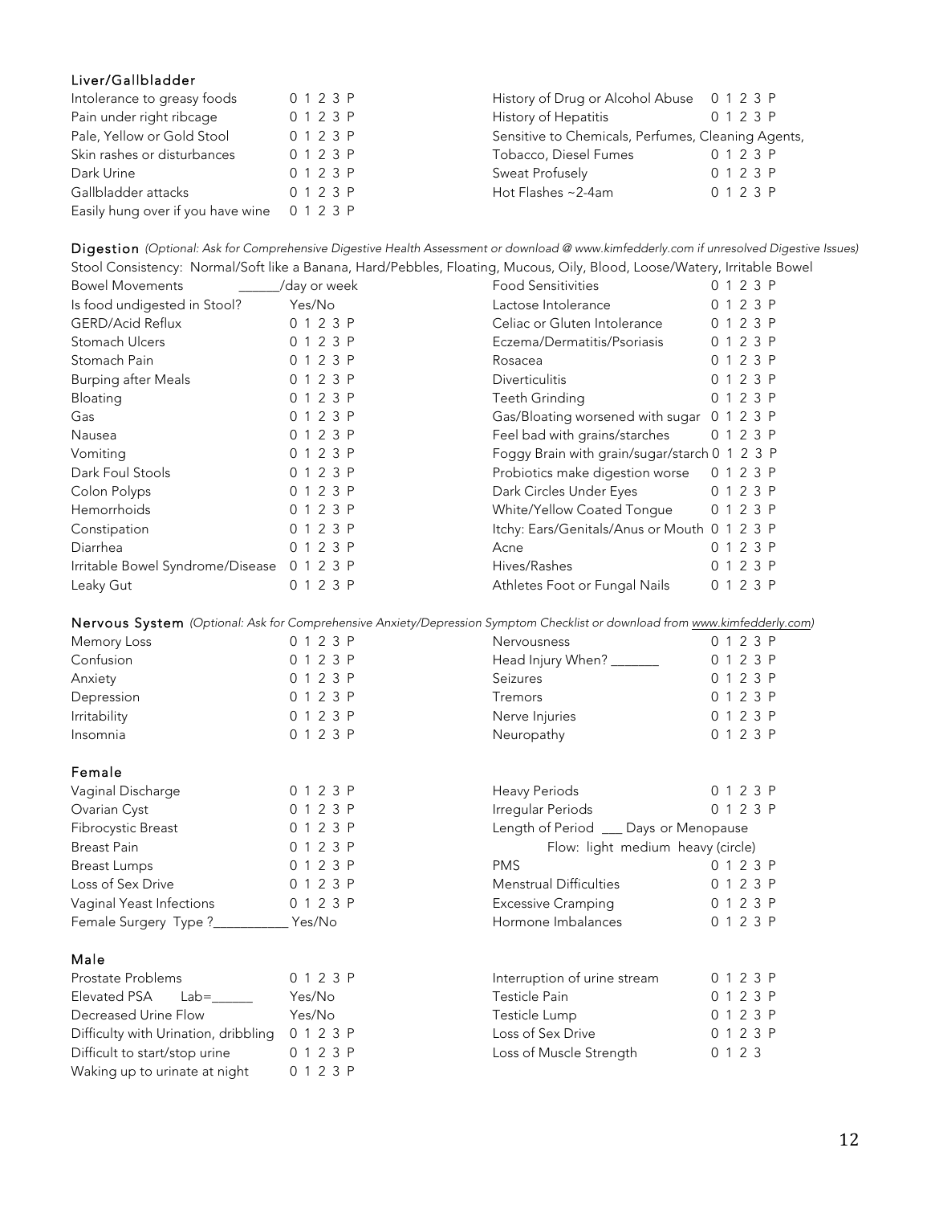### Liver/Gallbladder

| | | | |
|---|---|---|---|
| Intolerance to greasy foods | 0 1 2 3 P | History of Drug or Alcohol Abuse | 0 1 2 3 P |
| Pain under right ribcage | 0 1 2 3 P | History of Hepatitis | 0 1 2 3 P |
| Pale, Yellow or Gold Stool | 0 1 2 3 P | Sensitive to Chemicals, Perfumes, Cleaning Agents, | |
| Skin rashes or disturbances | 0 1 2 3 P | Tobacco, Diesel Fumes | 0 1 2 3 P |
| Dark Urine | 0 1 2 3 P | Sweat Profusely | 0 1 2 3 P |
| Gallbladder attacks | 0 1 2 3 P | Hot Flashes ~2-4am | 0 1 2 3 P |
| Easily hung over if you have wine | 0 1 2 3 P | | |

### Digestion *(Optional: Ask for Comprehensive Digestive Health Assessment or download @ www.kimfedderly.com if unresolved Digestive Issues)*

Stool Consistency: Normal/Soft like a Banana, Hard/Pebbles, Floating, Mucous, Oily, Blood, Loose/Watery, Irritable Bowel

| | | | |
|---|---|---|---|
| Bowel Movements | ______/day or week | Food Sensitivities | 0 1 2 3 P |
| Is food undigested in Stool? | Yes/No | Lactose Intolerance | 0 1 2 3 P |
| GERD/Acid Reflux | 0 1 2 3 P | Celiac or Gluten Intolerance | 0 1 2 3 P |
| Stomach Ulcers | 0 1 2 3 P | Eczema/Dermatitis/Psoriasis | 0 1 2 3 P |
| Stomach Pain | 0 1 2 3 P | Rosacea | 0 1 2 3 P |
| Burping after Meals | 0 1 2 3 P | Diverticulitis | 0 1 2 3 P |
| Bloating | 0 1 2 3 P | Teeth Grinding | 0 1 2 3 P |
| Gas | 0 1 2 3 P | Gas/Bloating worsened with sugar | 0 1 2 3 P |
| Nausea | 0 1 2 3 P | Feel bad with grains/starches | 0 1 2 3 P |
| Vomiting | 0 1 2 3 P | Foggy Brain with grain/sugar/starch | 0 1 2 3 P |
| Dark Foul Stools | 0 1 2 3 P | Probiotics make digestion worse | 0 1 2 3 P |
| Colon Polyps | 0 1 2 3 P | Dark Circles Under Eyes | 0 1 2 3 P |
| Hemorrhoids | 0 1 2 3 P | White/Yellow Coated Tongue | 0 1 2 3 P |
| Constipation | 0 1 2 3 P | Itchy: Ears/Genitals/Anus or Mouth | 0 1 2 3 P |
| Diarrhea | 0 1 2 3 P | Acne | 0 1 2 3 P |
| Irritable Bowel Syndrome/Disease | 0 1 2 3 P | Hives/Rashes | 0 1 2 3 P |
| Leaky Gut | 0 1 2 3 P | Athletes Foot or Fungal Nails | 0 1 2 3 P |

### Nervous System *(Optional: Ask for Comprehensive Anxiety/Depression Symptom Checklist or download from www.kimfedderly.com)*

| | | | |
|---|---|---|---|
| Memory Loss | 0 1 2 3 P | Nervousness | 0 1 2 3 P |
| Confusion | 0 1 2 3 P | Head Injury When? _______ | 0 1 2 3 P |
| Anxiety | 0 1 2 3 P | Seizures | 0 1 2 3 P |
| Depression | 0 1 2 3 P | Tremors | 0 1 2 3 P |
| Irritability | 0 1 2 3 P | Nerve Injuries | 0 1 2 3 P |
| Insomnia | 0 1 2 3 P | Neuropathy | 0 1 2 3 P |

### Female

| | | | |
|---|---|---|---|
| Vaginal Discharge | 0 1 2 3 P | Heavy Periods | 0 1 2 3 P |
| Ovarian Cyst | 0 1 2 3 P | Irregular Periods | 0 1 2 3 P |
| Fibrocystic Breast | 0 1 2 3 P | Length of Period ___ Days or Menopause | |
| Breast Pain | 0 1 2 3 P | Flow: light medium heavy (circle) | |
| Breast Lumps | 0 1 2 3 P | PMS | 0 1 2 3 P |
| Loss of Sex Drive | 0 1 2 3 P | Menstrual Difficulties | 0 1 2 3 P |
| Vaginal Yeast Infections | 0 1 2 3 P | Excessive Cramping | 0 1 2 3 P |
| Female Surgery Type ?___________ | Yes/No | Hormone Imbalances | 0 1 2 3 P |

### Male

| | | | |
|---|---|---|---|
| Prostate Problems | 0 1 2 3 P | Interruption of urine stream | 0 1 2 3 P |
| Elevated PSA Lab=______ | Yes/No | Testicle Pain | 0 1 2 3 P |
| Decreased Urine Flow | Yes/No | Testicle Lump | 0 1 2 3 P |
| Difficulty with Urination, dribbling | 0 1 2 3 P | Loss of Sex Drive | 0 1 2 3 P |
| Difficult to start/stop urine | 0 1 2 3 P | Loss of Muscle Strength | 0 1 2 3 |
| Waking up to urinate at night | 0 1 2 3 P | | |